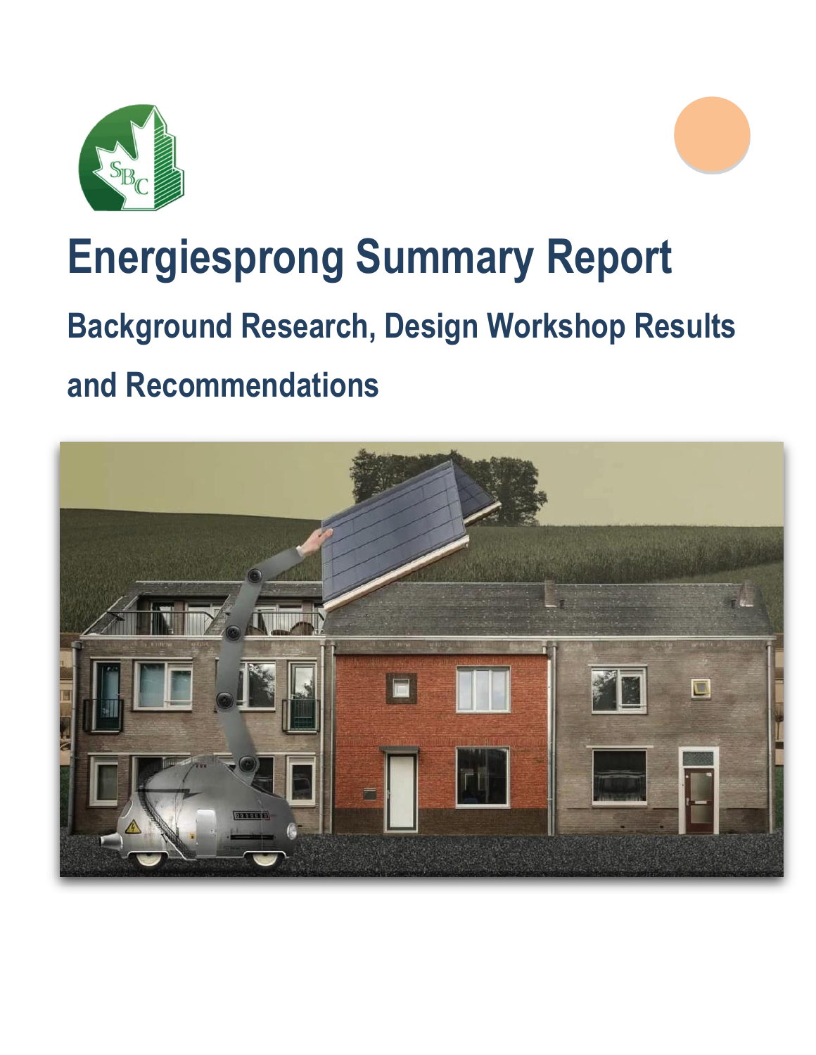# Energiesprong Summary Report

## Background Research, Design Workshop Results and Recommendations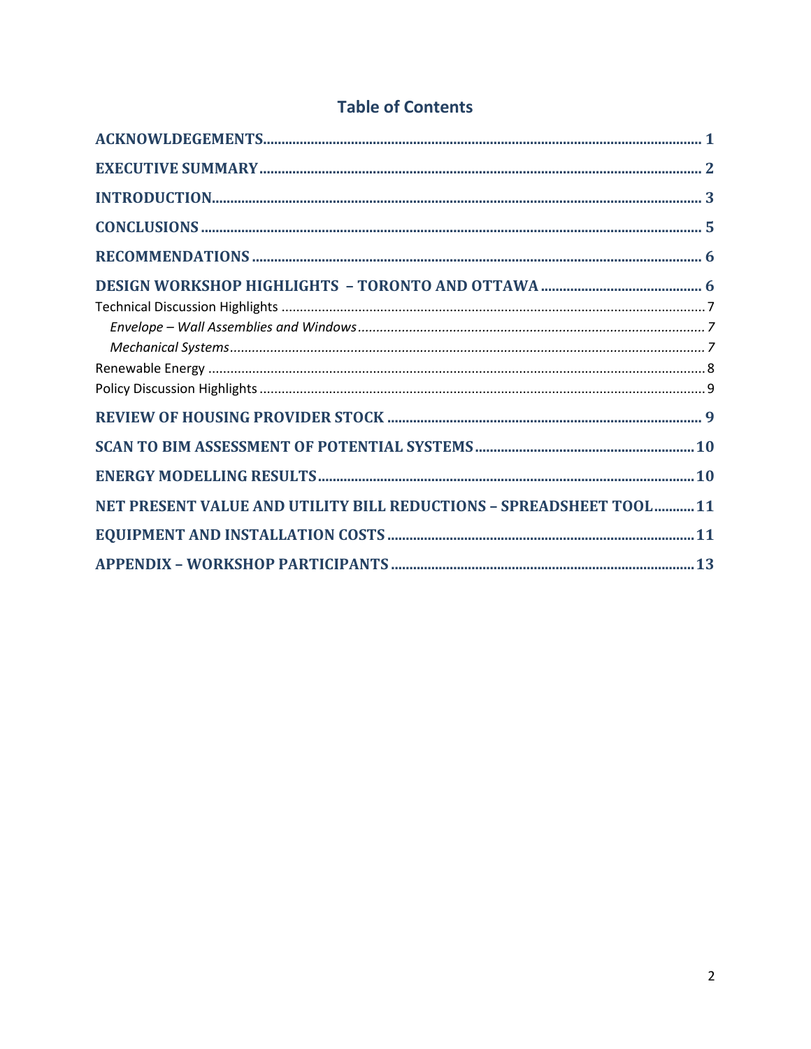# Table of Contents

**ACKNOWLDEGEMENTS** ........................................................................................................................ **1**

**EXECUTIVE SUMMARY** ....................................................................................................................... **2**

**INTRODUCTION** .................................................................................................................................. **3**

**CONCLUSIONS** ................................................................................................................................... **5**

**RECOMMENDATIONS** ......................................................................................................................... **6**

**DESIGN WORKSHOP HIGHLIGHTS – TORONTO AND OTTAWA** ........................................................ **6**

Technical Discussion Highlights ................................................................................................................ 7

*Envelope – Wall Assemblies and Windows* ........................................................................................... 7

*Mechanical Systems* ............................................................................................................................. 7

Renewable Energy .................................................................................................................................... 8

Policy Discussion Highlights ..................................................................................................................... 9

**REVIEW OF HOUSING PROVIDER STOCK** ........................................................................................... **9**

**SCAN TO BIM ASSESSMENT OF POTENTIAL SYSTEMS** ....................................................................... **10**

**ENERGY MODELLING RESULTS** ........................................................................................................... **10**

**NET PRESENT VALUE AND UTILITY BILL REDUCTIONS – SPREADSHEET TOOL** .................................. **11**

**EQUIPMENT AND INSTALLATION COSTS** ........................................................................................... **11**

**APPENDIX – WORKSHOP PARTICIPANTS** ........................................................................................... **13**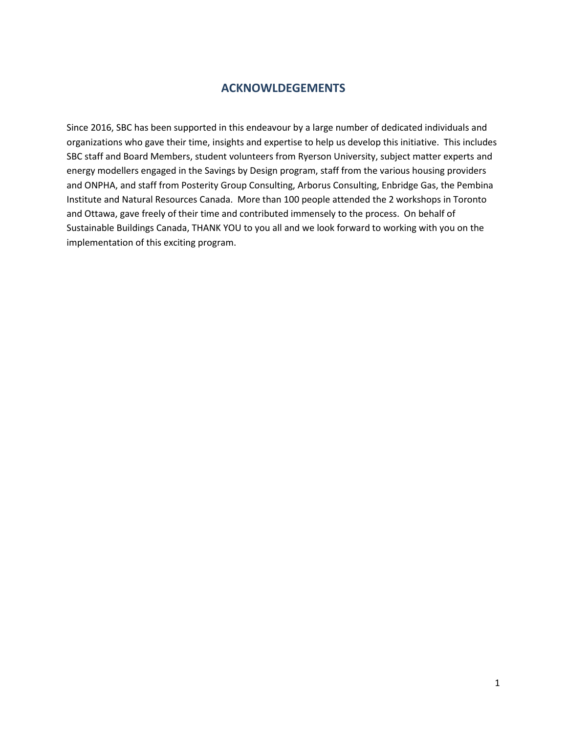## ACKNOWLDEGEMENTS

Since 2016, SBC has been supported in this endeavour by a large number of dedicated individuals and organizations who gave their time, insights and expertise to help us develop this initiative. This includes SBC staff and Board Members, student volunteers from Ryerson University, subject matter experts and energy modellers engaged in the Savings by Design program, staff from the various housing providers and ONPHA, and staff from Posterity Group Consulting, Arborus Consulting, Enbridge Gas, the Pembina Institute and Natural Resources Canada. More than 100 people attended the 2 workshops in Toronto and Ottawa, gave freely of their time and contributed immensely to the process. On behalf of Sustainable Buildings Canada, THANK YOU to you all and we look forward to working with you on the implementation of this exciting program.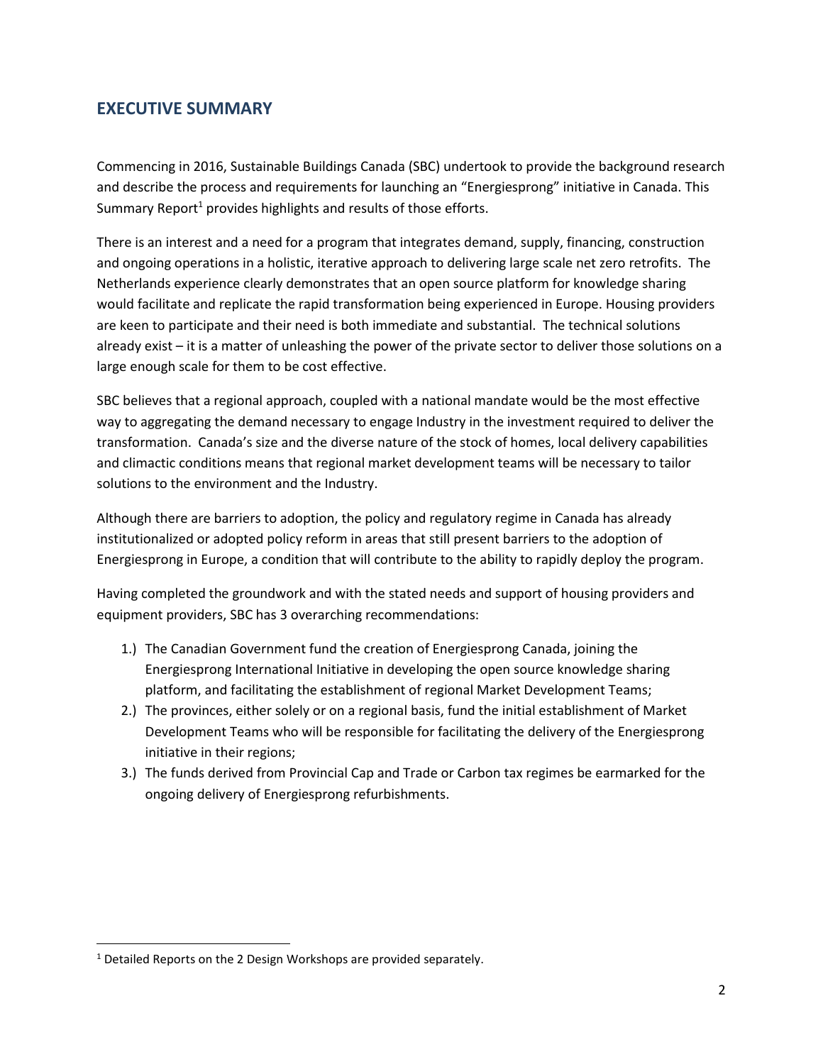## EXECUTIVE SUMMARY

Commencing in 2016, Sustainable Buildings Canada (SBC) undertook to provide the background research and describe the process and requirements for launching an "Energiesprong" initiative in Canada. This Summary Report[1] provides highlights and results of those efforts.

There is an interest and a need for a program that integrates demand, supply, financing, construction and ongoing operations in a holistic, iterative approach to delivering large scale net zero retrofits. The Netherlands experience clearly demonstrates that an open source platform for knowledge sharing would facilitate and replicate the rapid transformation being experienced in Europe. Housing providers are keen to participate and their need is both immediate and substantial. The technical solutions already exist – it is a matter of unleashing the power of the private sector to deliver those solutions on a large enough scale for them to be cost effective.

SBC believes that a regional approach, coupled with a national mandate would be the most effective way to aggregating the demand necessary to engage Industry in the investment required to deliver the transformation. Canada's size and the diverse nature of the stock of homes, local delivery capabilities and climactic conditions means that regional market development teams will be necessary to tailor solutions to the environment and the Industry.

Although there are barriers to adoption, the policy and regulatory regime in Canada has already institutionalized or adopted policy reform in areas that still present barriers to the adoption of Energiesprong in Europe, a condition that will contribute to the ability to rapidly deploy the program.

Having completed the groundwork and with the stated needs and support of housing providers and equipment providers, SBC has 3 overarching recommendations:

1.) The Canadian Government fund the creation of Energiesprong Canada, joining the Energiesprong International Initiative in developing the open source knowledge sharing platform, and facilitating the establishment of regional Market Development Teams;
2.) The provinces, either solely or on a regional basis, fund the initial establishment of Market Development Teams who will be responsible for facilitating the delivery of the Energiesprong initiative in their regions;
3.) The funds derived from Provincial Cap and Trade or Carbon tax regimes be earmarked for the ongoing delivery of Energiesprong refurbishments.

[1] Detailed Reports on the 2 Design Workshops are provided separately.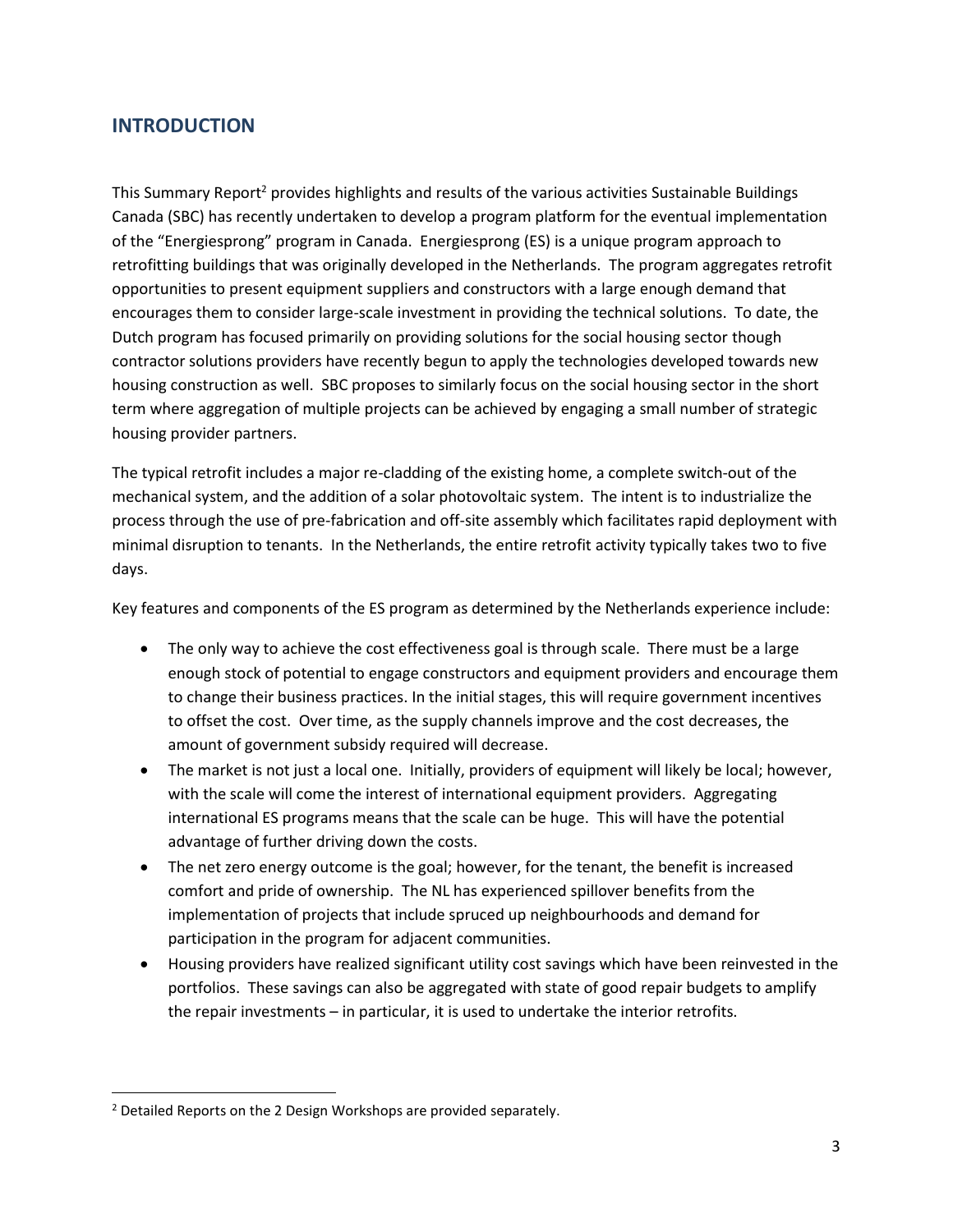## INTRODUCTION

This Summary Report[2] provides highlights and results of the various activities Sustainable Buildings Canada (SBC) has recently undertaken to develop a program platform for the eventual implementation of the "Energiesprong" program in Canada. Energiesprong (ES) is a unique program approach to retrofitting buildings that was originally developed in the Netherlands. The program aggregates retrofit opportunities to present equipment suppliers and constructors with a large enough demand that encourages them to consider large-scale investment in providing the technical solutions. To date, the Dutch program has focused primarily on providing solutions for the social housing sector though contractor solutions providers have recently begun to apply the technologies developed towards new housing construction as well. SBC proposes to similarly focus on the social housing sector in the short term where aggregation of multiple projects can be achieved by engaging a small number of strategic housing provider partners.

The typical retrofit includes a major re-cladding of the existing home, a complete switch-out of the mechanical system, and the addition of a solar photovoltaic system. The intent is to industrialize the process through the use of pre-fabrication and off-site assembly which facilitates rapid deployment with minimal disruption to tenants. In the Netherlands, the entire retrofit activity typically takes two to five days.

Key features and components of the ES program as determined by the Netherlands experience include:

- The only way to achieve the cost effectiveness goal is through scale. There must be a large enough stock of potential to engage constructors and equipment providers and encourage them to change their business practices. In the initial stages, this will require government incentives to offset the cost. Over time, as the supply channels improve and the cost decreases, the amount of government subsidy required will decrease.
- The market is not just a local one. Initially, providers of equipment will likely be local; however, with the scale will come the interest of international equipment providers. Aggregating international ES programs means that the scale can be huge. This will have the potential advantage of further driving down the costs.
- The net zero energy outcome is the goal; however, for the tenant, the benefit is increased comfort and pride of ownership. The NL has experienced spillover benefits from the implementation of projects that include spruced up neighbourhoods and demand for participation in the program for adjacent communities.
- Housing providers have realized significant utility cost savings which have been reinvested in the portfolios. These savings can also be aggregated with state of good repair budgets to amplify the repair investments – in particular, it is used to undertake the interior retrofits.

[2] Detailed Reports on the 2 Design Workshops are provided separately.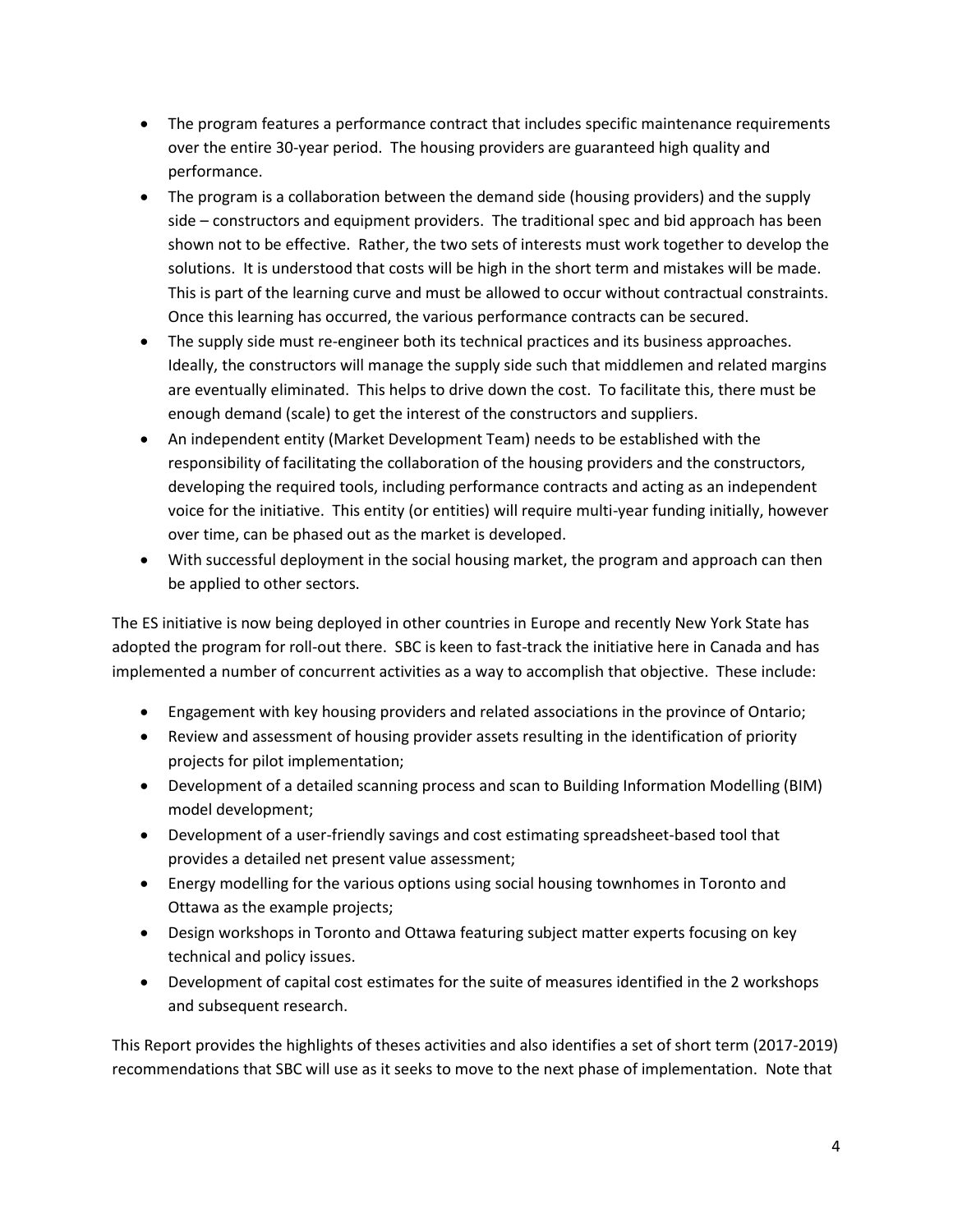- The program features a performance contract that includes specific maintenance requirements over the entire 30-year period. The housing providers are guaranteed high quality and performance.
- The program is a collaboration between the demand side (housing providers) and the supply side – constructors and equipment providers. The traditional spec and bid approach has been shown not to be effective. Rather, the two sets of interests must work together to develop the solutions. It is understood that costs will be high in the short term and mistakes will be made. This is part of the learning curve and must be allowed to occur without contractual constraints. Once this learning has occurred, the various performance contracts can be secured.
- The supply side must re-engineer both its technical practices and its business approaches. Ideally, the constructors will manage the supply side such that middlemen and related margins are eventually eliminated. This helps to drive down the cost. To facilitate this, there must be enough demand (scale) to get the interest of the constructors and suppliers.
- An independent entity (Market Development Team) needs to be established with the responsibility of facilitating the collaboration of the housing providers and the constructors, developing the required tools, including performance contracts and acting as an independent voice for the initiative. This entity (or entities) will require multi-year funding initially, however over time, can be phased out as the market is developed.
- With successful deployment in the social housing market, the program and approach can then be applied to other sectors.

The ES initiative is now being deployed in other countries in Europe and recently New York State has adopted the program for roll-out there. SBC is keen to fast-track the initiative here in Canada and has implemented a number of concurrent activities as a way to accomplish that objective. These include:

- Engagement with key housing providers and related associations in the province of Ontario;
- Review and assessment of housing provider assets resulting in the identification of priority projects for pilot implementation;
- Development of a detailed scanning process and scan to Building Information Modelling (BIM) model development;
- Development of a user-friendly savings and cost estimating spreadsheet-based tool that provides a detailed net present value assessment;
- Energy modelling for the various options using social housing townhomes in Toronto and Ottawa as the example projects;
- Design workshops in Toronto and Ottawa featuring subject matter experts focusing on key technical and policy issues.
- Development of capital cost estimates for the suite of measures identified in the 2 workshops and subsequent research.

This Report provides the highlights of theses activities and also identifies a set of short term (2017-2019) recommendations that SBC will use as it seeks to move to the next phase of implementation. Note that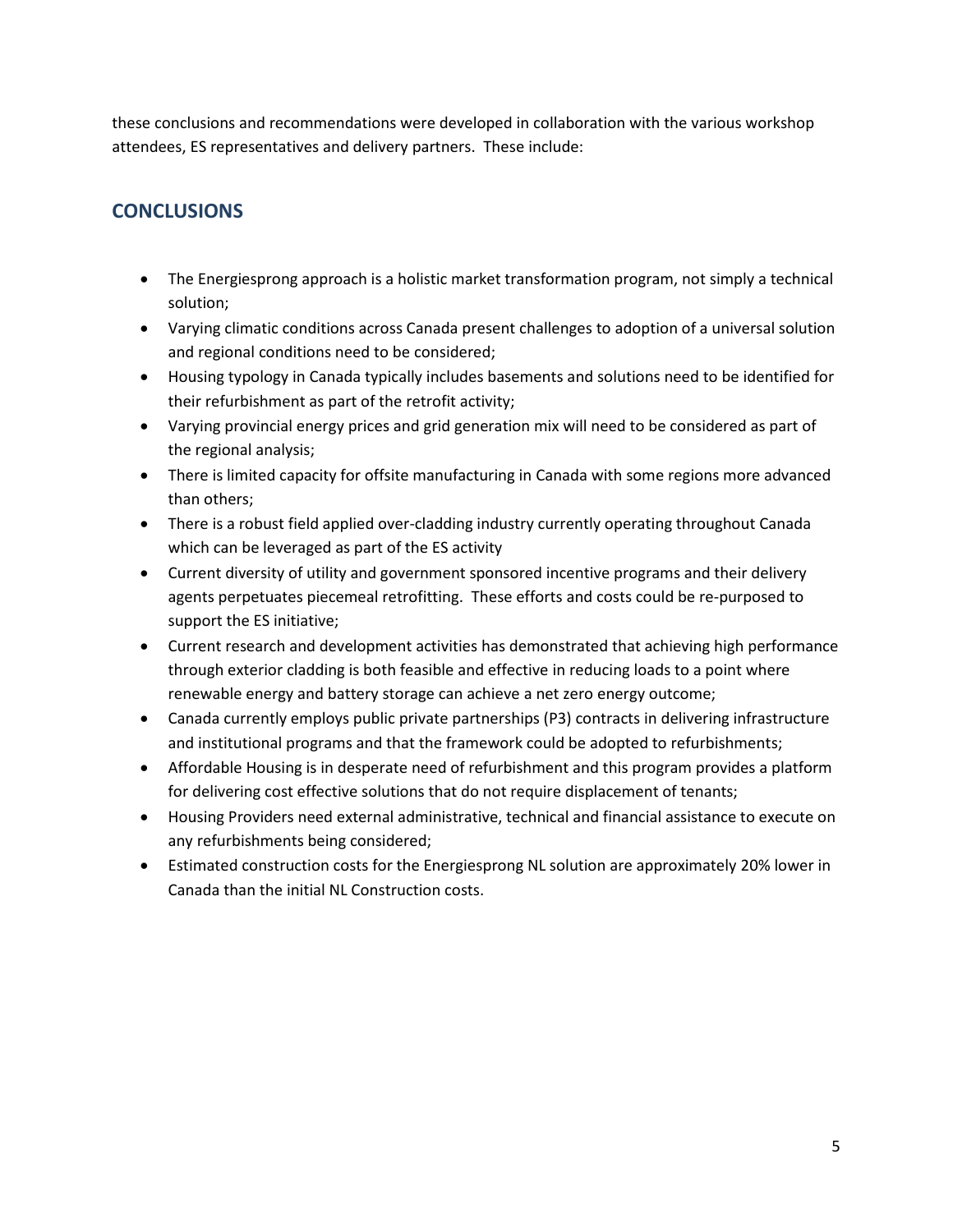these conclusions and recommendations were developed in collaboration with the various workshop attendees, ES representatives and delivery partners. These include:

## CONCLUSIONS

- The Energiesprong approach is a holistic market transformation program, not simply a technical solution;
- Varying climatic conditions across Canada present challenges to adoption of a universal solution and regional conditions need to be considered;
- Housing typology in Canada typically includes basements and solutions need to be identified for their refurbishment as part of the retrofit activity;
- Varying provincial energy prices and grid generation mix will need to be considered as part of the regional analysis;
- There is limited capacity for offsite manufacturing in Canada with some regions more advanced than others;
- There is a robust field applied over-cladding industry currently operating throughout Canada which can be leveraged as part of the ES activity
- Current diversity of utility and government sponsored incentive programs and their delivery agents perpetuates piecemeal retrofitting. These efforts and costs could be re-purposed to support the ES initiative;
- Current research and development activities has demonstrated that achieving high performance through exterior cladding is both feasible and effective in reducing loads to a point where renewable energy and battery storage can achieve a net zero energy outcome;
- Canada currently employs public private partnerships (P3) contracts in delivering infrastructure and institutional programs and that the framework could be adopted to refurbishments;
- Affordable Housing is in desperate need of refurbishment and this program provides a platform for delivering cost effective solutions that do not require displacement of tenants;
- Housing Providers need external administrative, technical and financial assistance to execute on any refurbishments being considered;
- Estimated construction costs for the Energiesprong NL solution are approximately 20% lower in Canada than the initial NL Construction costs.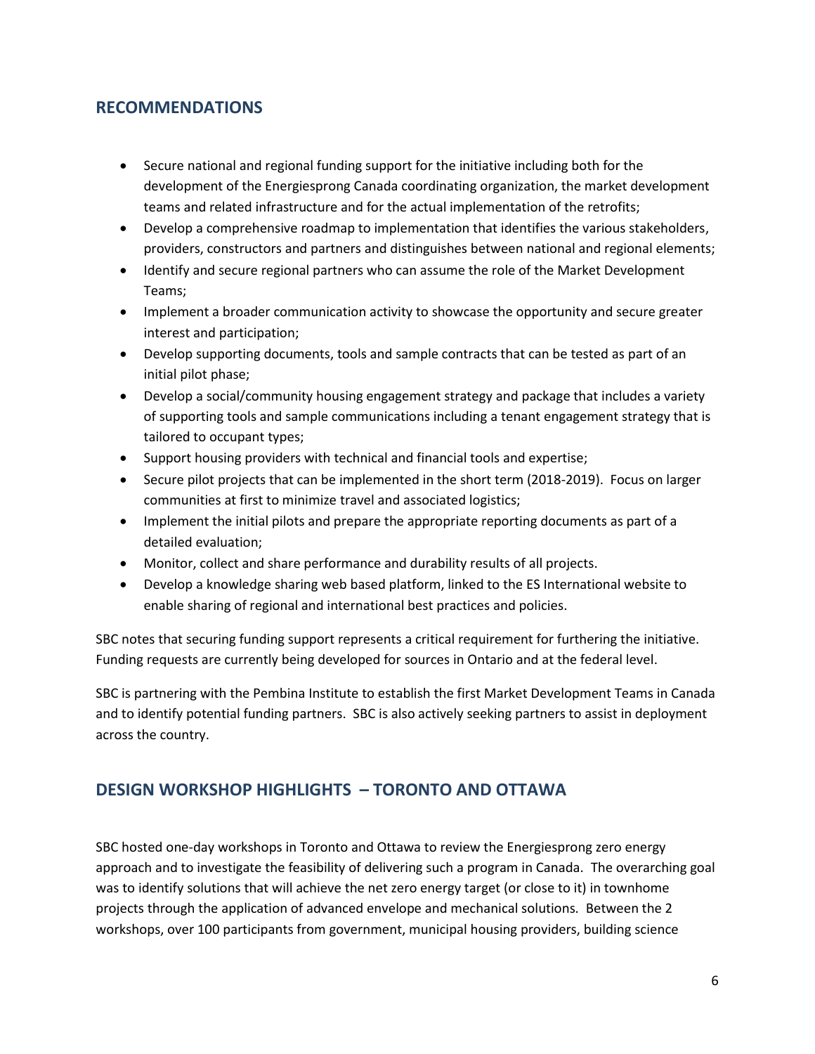## RECOMMENDATIONS

- Secure national and regional funding support for the initiative including both for the development of the Energiesprong Canada coordinating organization, the market development teams and related infrastructure and for the actual implementation of the retrofits;
- Develop a comprehensive roadmap to implementation that identifies the various stakeholders, providers, constructors and partners and distinguishes between national and regional elements;
- Identify and secure regional partners who can assume the role of the Market Development Teams;
- Implement a broader communication activity to showcase the opportunity and secure greater interest and participation;
- Develop supporting documents, tools and sample contracts that can be tested as part of an initial pilot phase;
- Develop a social/community housing engagement strategy and package that includes a variety of supporting tools and sample communications including a tenant engagement strategy that is tailored to occupant types;
- Support housing providers with technical and financial tools and expertise;
- Secure pilot projects that can be implemented in the short term (2018-2019). Focus on larger communities at first to minimize travel and associated logistics;
- Implement the initial pilots and prepare the appropriate reporting documents as part of a detailed evaluation;
- Monitor, collect and share performance and durability results of all projects.
- Develop a knowledge sharing web based platform, linked to the ES International website to enable sharing of regional and international best practices and policies.

SBC notes that securing funding support represents a critical requirement for furthering the initiative. Funding requests are currently being developed for sources in Ontario and at the federal level.

SBC is partnering with the Pembina Institute to establish the first Market Development Teams in Canada and to identify potential funding partners. SBC is also actively seeking partners to assist in deployment across the country.

## DESIGN WORKSHOP HIGHLIGHTS – TORONTO AND OTTAWA

SBC hosted one-day workshops in Toronto and Ottawa to review the Energiesprong zero energy approach and to investigate the feasibility of delivering such a program in Canada. The overarching goal was to identify solutions that will achieve the net zero energy target (or close to it) in townhome projects through the application of advanced envelope and mechanical solutions. Between the 2 workshops, over 100 participants from government, municipal housing providers, building science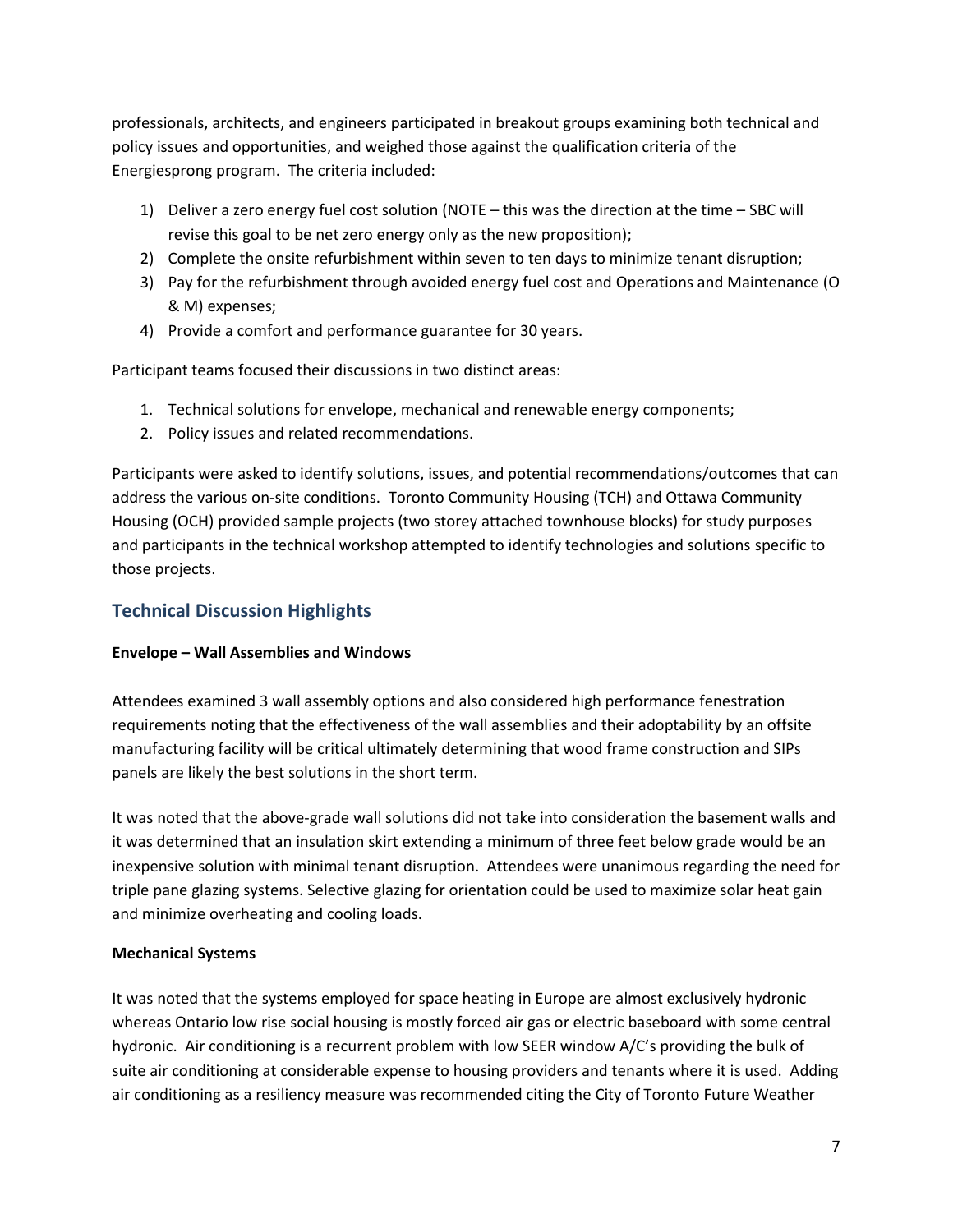professionals, architects, and engineers participated in breakout groups examining both technical and policy issues and opportunities, and weighed those against the qualification criteria of the Energiesprong program. The criteria included:

1) Deliver a zero energy fuel cost solution (NOTE – this was the direction at the time – SBC will revise this goal to be net zero energy only as the new proposition);
2) Complete the onsite refurbishment within seven to ten days to minimize tenant disruption;
3) Pay for the refurbishment through avoided energy fuel cost and Operations and Maintenance (O & M) expenses;
4) Provide a comfort and performance guarantee for 30 years.

Participant teams focused their discussions in two distinct areas:

1. Technical solutions for envelope, mechanical and renewable energy components;
2. Policy issues and related recommendations.

Participants were asked to identify solutions, issues, and potential recommendations/outcomes that can address the various on-site conditions. Toronto Community Housing (TCH) and Ottawa Community Housing (OCH) provided sample projects (two storey attached townhouse blocks) for study purposes and participants in the technical workshop attempted to identify technologies and solutions specific to those projects.

## Technical Discussion Highlights

**Envelope – Wall Assemblies and Windows**

Attendees examined 3 wall assembly options and also considered high performance fenestration requirements noting that the effectiveness of the wall assemblies and their adoptability by an offsite manufacturing facility will be critical ultimately determining that wood frame construction and SIPs panels are likely the best solutions in the short term.

It was noted that the above-grade wall solutions did not take into consideration the basement walls and it was determined that an insulation skirt extending a minimum of three feet below grade would be an inexpensive solution with minimal tenant disruption. Attendees were unanimous regarding the need for triple pane glazing systems. Selective glazing for orientation could be used to maximize solar heat gain and minimize overheating and cooling loads.

**Mechanical Systems**

It was noted that the systems employed for space heating in Europe are almost exclusively hydronic whereas Ontario low rise social housing is mostly forced air gas or electric baseboard with some central hydronic. Air conditioning is a recurrent problem with low SEER window A/C's providing the bulk of suite air conditioning at considerable expense to housing providers and tenants where it is used. Adding air conditioning as a resiliency measure was recommended citing the City of Toronto Future Weather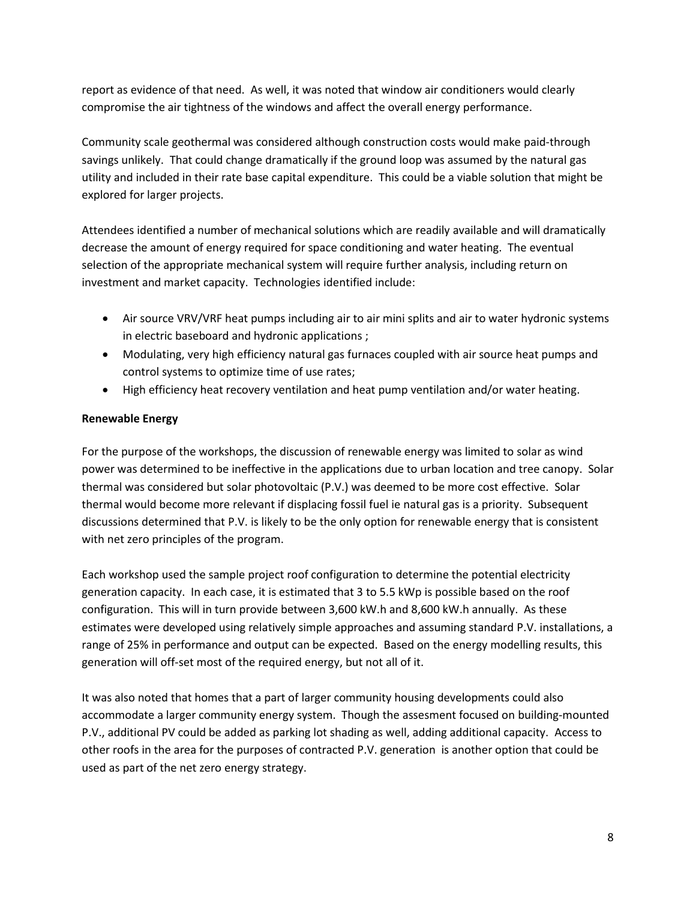report as evidence of that need. As well, it was noted that window air conditioners would clearly compromise the air tightness of the windows and affect the overall energy performance.

Community scale geothermal was considered although construction costs would make paid-through savings unlikely. That could change dramatically if the ground loop was assumed by the natural gas utility and included in their rate base capital expenditure. This could be a viable solution that might be explored for larger projects.

Attendees identified a number of mechanical solutions which are readily available and will dramatically decrease the amount of energy required for space conditioning and water heating. The eventual selection of the appropriate mechanical system will require further analysis, including return on investment and market capacity. Technologies identified include:

- Air source VRV/VRF heat pumps including air to air mini splits and air to water hydronic systems in electric baseboard and hydronic applications ;
- Modulating, very high efficiency natural gas furnaces coupled with air source heat pumps and control systems to optimize time of use rates;
- High efficiency heat recovery ventilation and heat pump ventilation and/or water heating.

**Renewable Energy**

For the purpose of the workshops, the discussion of renewable energy was limited to solar as wind power was determined to be ineffective in the applications due to urban location and tree canopy. Solar thermal was considered but solar photovoltaic (P.V.) was deemed to be more cost effective. Solar thermal would become more relevant if displacing fossil fuel ie natural gas is a priority. Subsequent discussions determined that P.V. is likely to be the only option for renewable energy that is consistent with net zero principles of the program.

Each workshop used the sample project roof configuration to determine the potential electricity generation capacity. In each case, it is estimated that 3 to 5.5 kWp is possible based on the roof configuration. This will in turn provide between 3,600 kW.h and 8,600 kW.h annually. As these estimates were developed using relatively simple approaches and assuming standard P.V. installations, a range of 25% in performance and output can be expected. Based on the energy modelling results, this generation will off-set most of the required energy, but not all of it.

It was also noted that homes that a part of larger community housing developments could also accommodate a larger community energy system. Though the assesment focused on building-mounted P.V., additional PV could be added as parking lot shading as well, adding additional capacity. Access to other roofs in the area for the purposes of contracted P.V. generation is another option that could be used as part of the net zero energy strategy.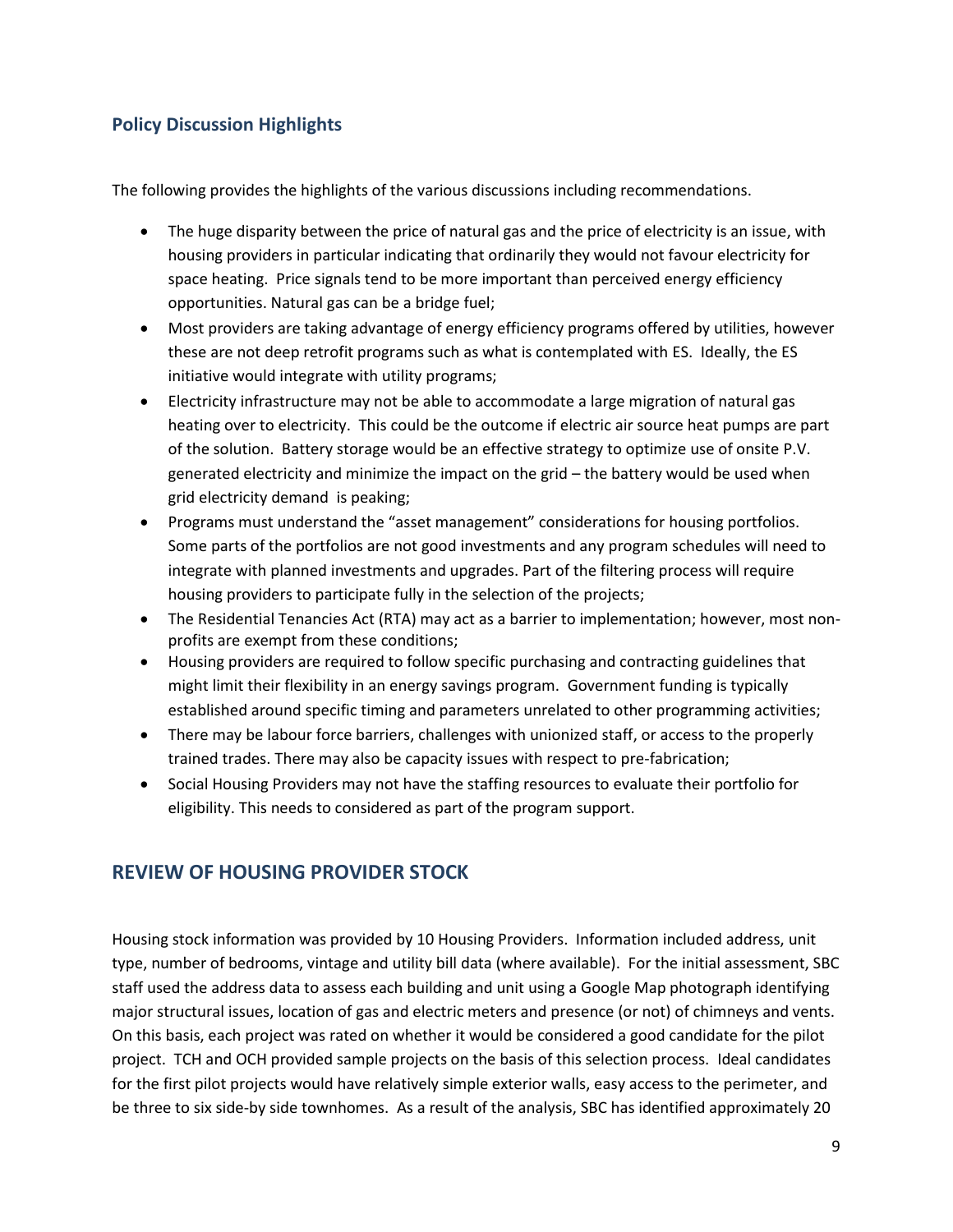### Policy Discussion Highlights

The following provides the highlights of the various discussions including recommendations.

- The huge disparity between the price of natural gas and the price of electricity is an issue, with housing providers in particular indicating that ordinarily they would not favour electricity for space heating. Price signals tend to be more important than perceived energy efficiency opportunities. Natural gas can be a bridge fuel;
- Most providers are taking advantage of energy efficiency programs offered by utilities, however these are not deep retrofit programs such as what is contemplated with ES. Ideally, the ES initiative would integrate with utility programs;
- Electricity infrastructure may not be able to accommodate a large migration of natural gas heating over to electricity. This could be the outcome if electric air source heat pumps are part of the solution. Battery storage would be an effective strategy to optimize use of onsite P.V. generated electricity and minimize the impact on the grid – the battery would be used when grid electricity demand is peaking;
- Programs must understand the "asset management" considerations for housing portfolios. Some parts of the portfolios are not good investments and any program schedules will need to integrate with planned investments and upgrades. Part of the filtering process will require housing providers to participate fully in the selection of the projects;
- The Residential Tenancies Act (RTA) may act as a barrier to implementation; however, most non-profits are exempt from these conditions;
- Housing providers are required to follow specific purchasing and contracting guidelines that might limit their flexibility in an energy savings program. Government funding is typically established around specific timing and parameters unrelated to other programming activities;
- There may be labour force barriers, challenges with unionized staff, or access to the properly trained trades. There may also be capacity issues with respect to pre-fabrication;
- Social Housing Providers may not have the staffing resources to evaluate their portfolio for eligibility. This needs to considered as part of the program support.

## REVIEW OF HOUSING PROVIDER STOCK

Housing stock information was provided by 10 Housing Providers. Information included address, unit type, number of bedrooms, vintage and utility bill data (where available). For the initial assessment, SBC staff used the address data to assess each building and unit using a Google Map photograph identifying major structural issues, location of gas and electric meters and presence (or not) of chimneys and vents. On this basis, each project was rated on whether it would be considered a good candidate for the pilot project. TCH and OCH provided sample projects on the basis of this selection process. Ideal candidates for the first pilot projects would have relatively simple exterior walls, easy access to the perimeter, and be three to six side-by side townhomes. As a result of the analysis, SBC has identified approximately 20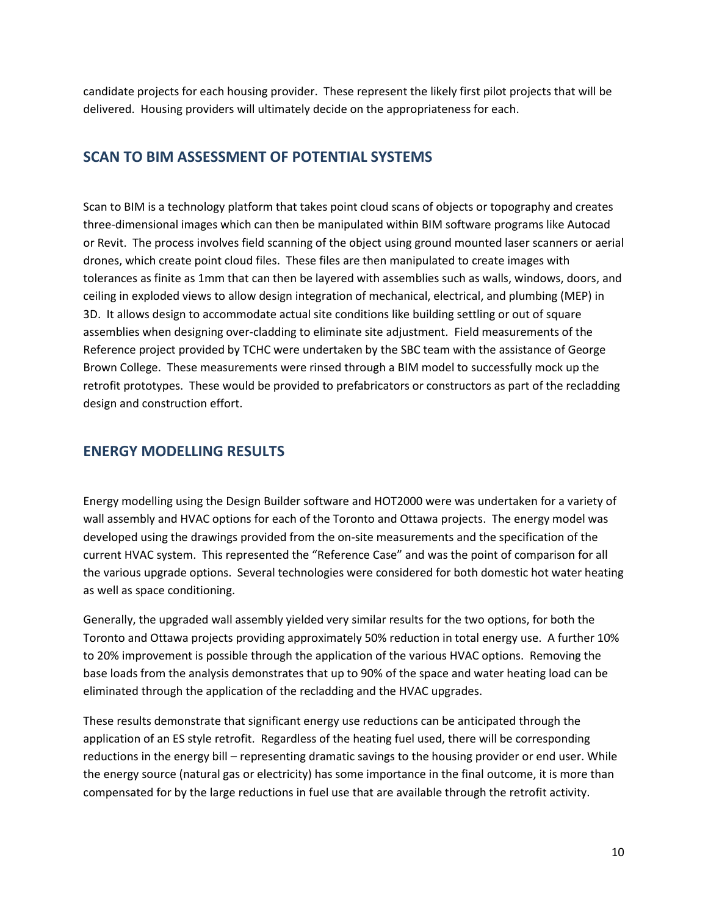candidate projects for each housing provider. These represent the likely first pilot projects that will be delivered. Housing providers will ultimately decide on the appropriateness for each.

## SCAN TO BIM ASSESSMENT OF POTENTIAL SYSTEMS

Scan to BIM is a technology platform that takes point cloud scans of objects or topography and creates three-dimensional images which can then be manipulated within BIM software programs like Autocad or Revit. The process involves field scanning of the object using ground mounted laser scanners or aerial drones, which create point cloud files. These files are then manipulated to create images with tolerances as finite as 1mm that can then be layered with assemblies such as walls, windows, doors, and ceiling in exploded views to allow design integration of mechanical, electrical, and plumbing (MEP) in 3D. It allows design to accommodate actual site conditions like building settling or out of square assemblies when designing over-cladding to eliminate site adjustment. Field measurements of the Reference project provided by TCHC were undertaken by the SBC team with the assistance of George Brown College. These measurements were rinsed through a BIM model to successfully mock up the retrofit prototypes. These would be provided to prefabricators or constructors as part of the recladding design and construction effort.

## ENERGY MODELLING RESULTS

Energy modelling using the Design Builder software and HOT2000 were was undertaken for a variety of wall assembly and HVAC options for each of the Toronto and Ottawa projects. The energy model was developed using the drawings provided from the on-site measurements and the specification of the current HVAC system. This represented the "Reference Case" and was the point of comparison for all the various upgrade options. Several technologies were considered for both domestic hot water heating as well as space conditioning.

Generally, the upgraded wall assembly yielded very similar results for the two options, for both the Toronto and Ottawa projects providing approximately 50% reduction in total energy use. A further 10% to 20% improvement is possible through the application of the various HVAC options. Removing the base loads from the analysis demonstrates that up to 90% of the space and water heating load can be eliminated through the application of the recladding and the HVAC upgrades.

These results demonstrate that significant energy use reductions can be anticipated through the application of an ES style retrofit. Regardless of the heating fuel used, there will be corresponding reductions in the energy bill – representing dramatic savings to the housing provider or end user. While the energy source (natural gas or electricity) has some importance in the final outcome, it is more than compensated for by the large reductions in fuel use that are available through the retrofit activity.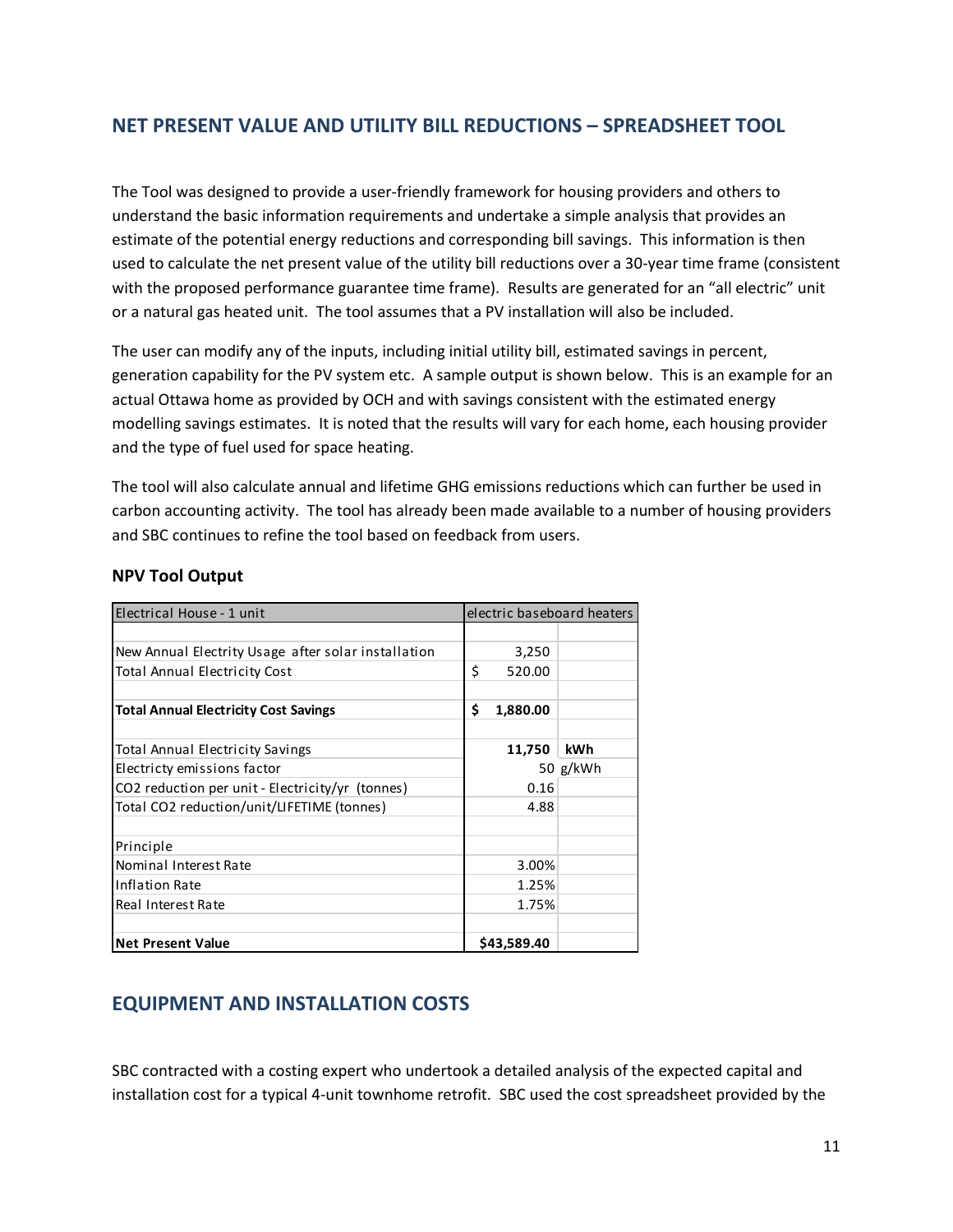## NET PRESENT VALUE AND UTILITY BILL REDUCTIONS – SPREADSHEET TOOL

The Tool was designed to provide a user-friendly framework for housing providers and others to understand the basic information requirements and undertake a simple analysis that provides an estimate of the potential energy reductions and corresponding bill savings. This information is then used to calculate the net present value of the utility bill reductions over a 30-year time frame (consistent with the proposed performance guarantee time frame). Results are generated for an "all electric" unit or a natural gas heated unit. The tool assumes that a PV installation will also be included.

The user can modify any of the inputs, including initial utility bill, estimated savings in percent, generation capability for the PV system etc. A sample output is shown below. This is an example for an actual Ottawa home as provided by OCH and with savings consistent with the estimated energy modelling savings estimates. It is noted that the results will vary for each home, each housing provider and the type of fuel used for space heating.

The tool will also calculate annual and lifetime GHG emissions reductions which can further be used in carbon accounting activity. The tool has already been made available to a number of housing providers and SBC continues to refine the tool based on feedback from users.

### NPV Tool Output

| Electrical House - 1 unit | electric baseboard heaters | |
|---|---|---|
| | | |
| New Annual Electrity Usage after solar installation | 3,250 | |
| Total Annual Electricity Cost | $ 520.00 | |
| | | |
| **Total Annual Electricity Cost Savings** | **$ 1,880.00** | |
| | | |
| Total Annual Electricity Savings | **11,750** | **kWh** |
| Electricty emissions factor | 50 | g/kWh |
| $CO_2$ reduction per unit - Electricity/yr (tonnes) | 0.16 | |
| Total $CO_2$ reduction/unit/LIFETIME (tonnes) | 4.88 | |
| | | |
| Principle | | |
| Nominal Interest Rate | 3.00% | |
| Inflation Rate | 1.25% | |
| Real Interest Rate | 1.75% | |
| | | |
| **Net Present Value** | **$43,589.40** | |

## EQUIPMENT AND INSTALLATION COSTS

SBC contracted with a costing expert who undertook a detailed analysis of the expected capital and installation cost for a typical 4-unit townhome retrofit. SBC used the cost spreadsheet provided by the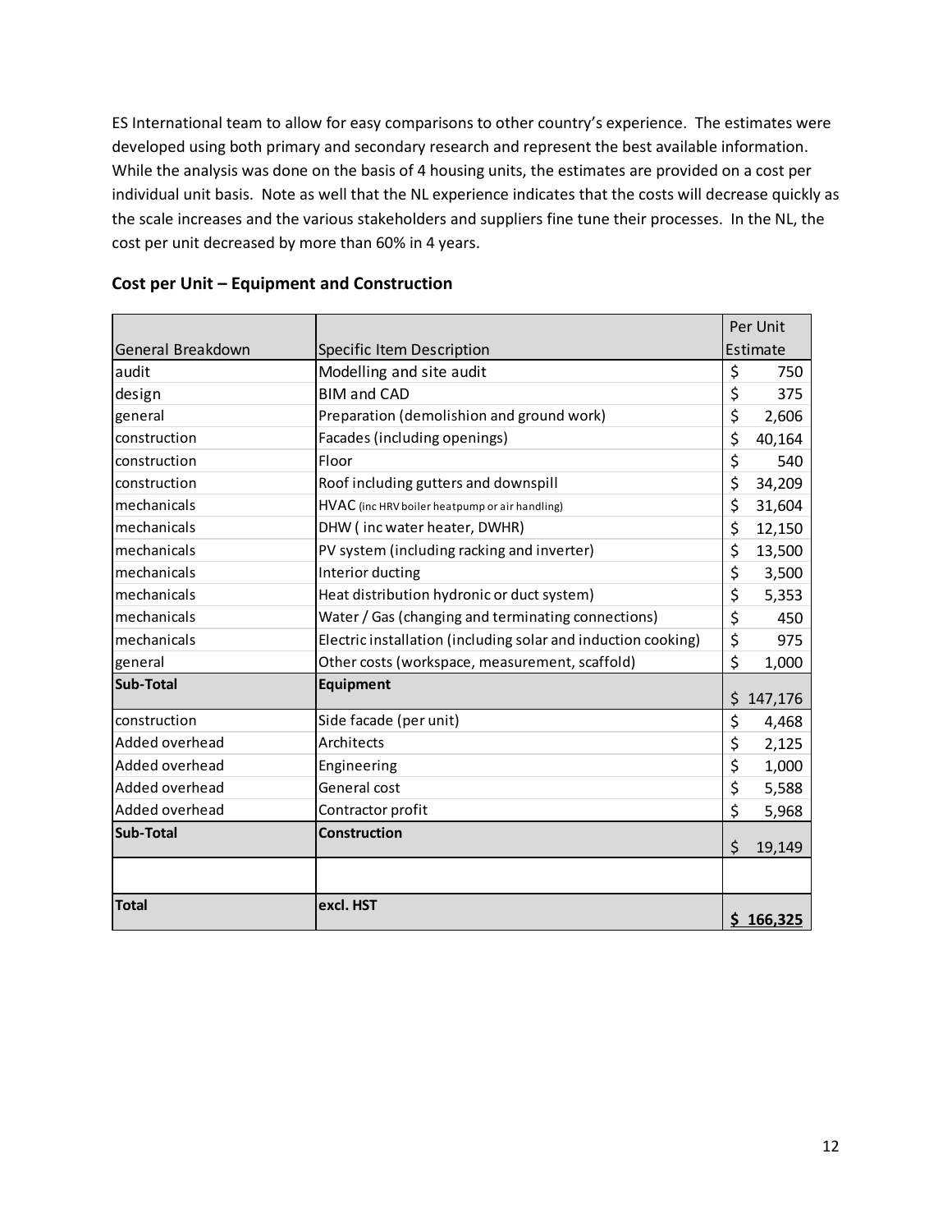ES International team to allow for easy comparisons to other country's experience. The estimates were developed using both primary and secondary research and represent the best available information. While the analysis was done on the basis of 4 housing units, the estimates are provided on a cost per individual unit basis. Note as well that the NL experience indicates that the costs will decrease quickly as the scale increases and the various stakeholders and suppliers fine tune their processes. In the NL, the cost per unit decreased by more than 60% in 4 years.

### Cost per Unit – Equipment and Construction

| General Breakdown | Specific Item Description | Per Unit Estimate |
|---|---|---|
| audit | Modelling and site audit | $ 750 |
| design | BIM and CAD | $ 375 |
| general | Preparation (demolision and ground work) | $ 2,606 |
| construction | Facades (including openings) | $ 40,164 |
| construction | Floor | $ 540 |
| construction | Roof including gutters and downspill | $ 34,209 |
| mechanicals | HVAC (inc HRV boiler heatpump or air handling) | $ 31,604 |
| mechanicals | DHW ( inc water heater, DWHR) | $ 12,150 |
| mechanicals | PV system (including racking and inverter) | $ 13,500 |
| mechanicals | Interior ducting | $ 3,500 |
| mechanicals | Heat distribution hydronic or duct system) | $ 5,353 |
| mechanicals | Water / Gas (changing and terminating connections) | $ 450 |
| mechanicals | Electric installation (including solar and induction cooking) | $ 975 |
| general | Other costs (workspace, measurement, scaffold) | $ 1,000 |
| **Sub-Total** | **Equipment** | $ 147,176 |
| construction | Side facade (per unit) | $ 4,468 |
| Added overhead | Architects | $ 2,125 |
| Added overhead | Engineering | $ 1,000 |
| Added overhead | General cost | $ 5,588 |
| Added overhead | Contractor profit | $ 5,968 |
| **Sub-Total** | **Construction** | $ 19,149 |
| | | |
| **Total** | **excl. HST** | **$ 166,325** |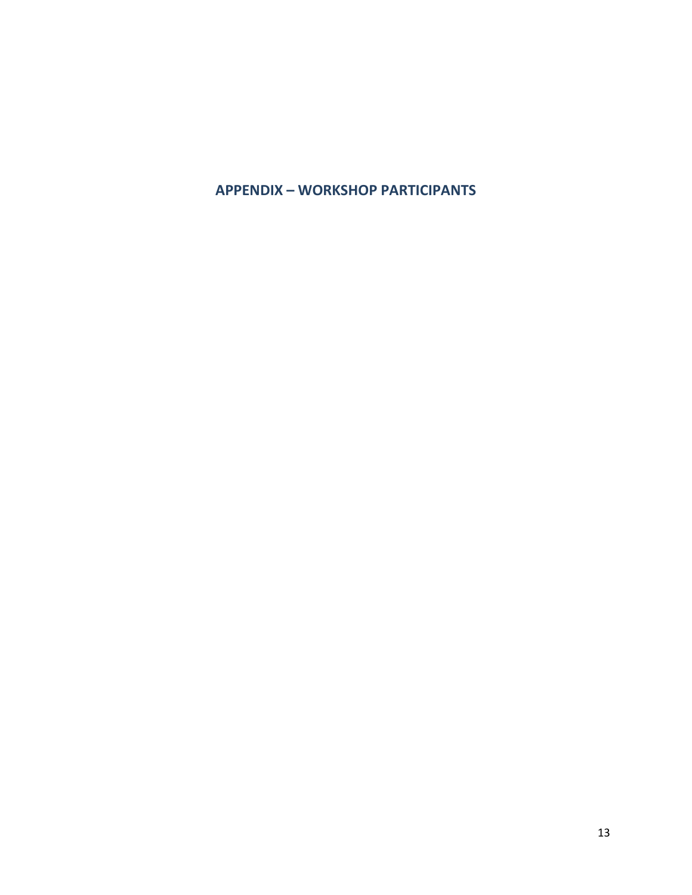# APPENDIX – WORKSHOP PARTICIPANTS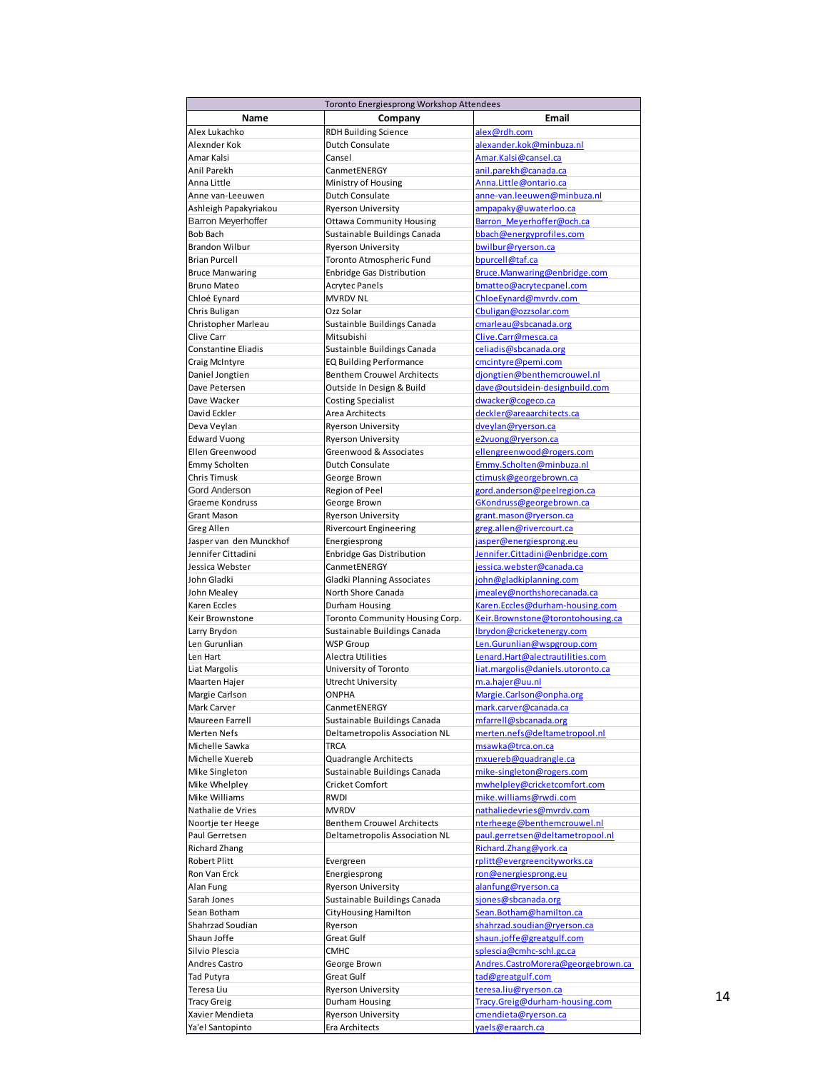| Toronto Energiesprong Workshop Attendees | | |
|---|---|---|
| **Name** | **Company** | **Email** |
| Alex Lukachko | RDH Building Science | alex@rdh.com |
| Alexnder Kok | Dutch Consulate | alexander.kok@minbuza.nl |
| Amar Kalsi | Cansel | Amar.Kalsi@cansel.ca |
| Anil Parekh | CanmetENERGY | anil.parekh@canada.ca |
| Anna Little | Ministry of Housing | Anna.Little@ontario.ca |
| Anne van-Leeuwen | Dutch Consulate | anne-van.leeuwen@minbuza.nl |
| Ashleigh Papakyriakou | Ryerson University | ampapaky@uwaterloo.ca |
| Barron Meyerhoffer | Ottawa Community Housing | Barron_Meyerhoffer@och.ca |
| Bob Bach | Sustainable Buildings Canada | bbach@energyprofiles.com |
| Brandon Wilbur | Ryerson University | bwilbur@ryerson.ca |
| Brian Purcell | Toronto Atmospheric Fund | bpurcell@taf.ca |
| Bruce Manwaring | Enbridge Gas Distribution | Bruce.Manwaring@enbridge.com |
| Bruno Mateo | Acrytec Panels | bmatteo@acrytecpanel.com |
| Chloé Eynard | MVRDV NL | ChloeEynard@mvrdv.com |
| Chris Buligan | Ozz Solar | Cbuligan@ozzsolar.com |
| Christopher Marleau | Sustainble Buildings Canada | cmarleau@sbcanada.org |
| Clive Carr | Mitsubishi | Clive.Carr@mesca.ca |
| Constantine Eliadis | Sustainble Buildings Canada | celiadis@sbcanada.org |
| Craig McIntyre | EQ Building Performance | cmcintyre@pemi.com |
| Daniel Jongtien | Benthem Crouwel Architects | djongtien@benthemcrouwel.nl |
| Dave Petersen | Outside In Design & Build | dave@outsidein-designbuild.com |
| Dave Wacker | Costing Specialist | dwacker@cogeco.ca |
| David Eckler | Area Architects | deckler@areaarchitects.ca |
| Deva Veylan | Ryerson University | dveylan@ryerson.ca |
| Edward Vuong | Ryerson University | e2vuong@ryerson.ca |
| Ellen Greenwood | Greenwood & Associates | ellengreenwood@rogers.com |
| Emmy Scholten | Dutch Consulate | Emmy.Scholten@minbuza.nl |
| Chris Timusk | George Brown | ctimusk@georgebrown.ca |
| Gord Anderson | Region of Peel | gord.anderson@peelregion.ca |
| Graeme Kondruss | George Brown | GKondruss@georgebrown.ca |
| Grant Mason | Ryerson University | grant.mason@ryerson.ca |
| Greg Allen | Rivercourt Engineering | greg.allen@rivercourt.ca |
| Jasper van den Munckhof | Energiesprong | jasper@energiesprong.eu |
| Jennifer Cittadini | Enbridge Gas Distribution | Jennifer.Cittadini@enbridge.com |
| Jessica Webster | CanmetENERGY | jessica.webster@canada.ca |
| John Gladki | Gladki Planning Associates | john@gladkiplanning.com |
| John Mealey | North Shore Canada | jmealey@northshorecanada.ca |
| Karen Eccles | Durham Housing | Karen.Eccles@durham-housing.com |
| Keir Brownstone | Toronto Community Housing Corp. | Keir.Brownstone@torontohousing.ca |
| Larry Brydon | Sustainable Buildings Canada | lbrydon@cricketenergy.com |
| Len Gurunlian | WSP Group | Len.Gurunlian@wspgroup.com |
| Len Hart | Alectra Utilities | Lenard.Hart@alectrautilities.com |
| Liat Margolis | University of Toronto | liat.margolis@daniels.utoronto.ca |
| Maarten Hajer | Utrecht University | m.a.hajer@uu.nl |
| Margie Carlson | ONPHA | Margie.Carlson@onpha.org |
| Mark Carver | CanmetENERGY | mark.carver@canada.ca |
| Maureen Farrell | Sustainable Buildings Canada | mfarrell@sbcanada.org |
| Merten Nefs | Deltametropolis Association NL | merten.nefs@deltametropool.nl |
| Michelle Sawka | TRCA | msawka@trca.on.ca |
| Michelle Xuereb | Quadrangle Architects | mxuereb@quadrangle.ca |
| Mike Singleton | Sustainable Buildings Canada | mike-singleton@rogers.com |
| Mike Whelpley | Cricket Comfort | mwhelpley@cricketcomfort.com |
| Mike Williams | RWDI | mike.williams@rwdi.com |
| Nathalie de Vries | MVRDV | nathaliedevries@mvrdv.com |
| Noortje ter Heege | Benthem Crouwel Architects | nterheege@benthemcrouwel.nl |
| Paul Gerretsen | Deltametropolis Association NL | paul.gerretsen@deltametropool.nl |
| Richard Zhang | | Richard.Zhang@york.ca |
| Robert Plitt | Evergreen | rplitt@evergreencityworks.ca |
| Ron Van Erck | Energiesprong | ron@energiesprong.eu |
| Alan Fung | Ryerson University | alanfung@ryerson.ca |
| Sarah Jones | Sustainable Buildings Canada | sjones@sbcanada.org |
| Sean Botham | CityHousing Hamilton | Sean.Botham@hamilton.ca |
| Shahrzad Soudian | Ryerson | shahrzad.soudian@ryerson.ca |
| Shaun Joffe | Great Gulf | shaun.joffe@greatgulf.com |
| Silvio Plescia | CMHC | splescia@cmhc-schl.gc.ca |
| Andres Castro | George Brown | Andres.CastroMorera@georgebrown.ca |
| Tad Putyra | Great Gulf | tad@greatgulf.com |
| Teresa Liu | Ryerson University | teresa.liu@ryerson.ca |
| Tracy Greig | Durham Housing | Tracy.Greig@durham-housing.com |
| Xavier Mendieta | Ryerson University | cmendieta@ryerson.ca |
| Ya'el Santopinto | Era Architects | yaels@eraarch.ca |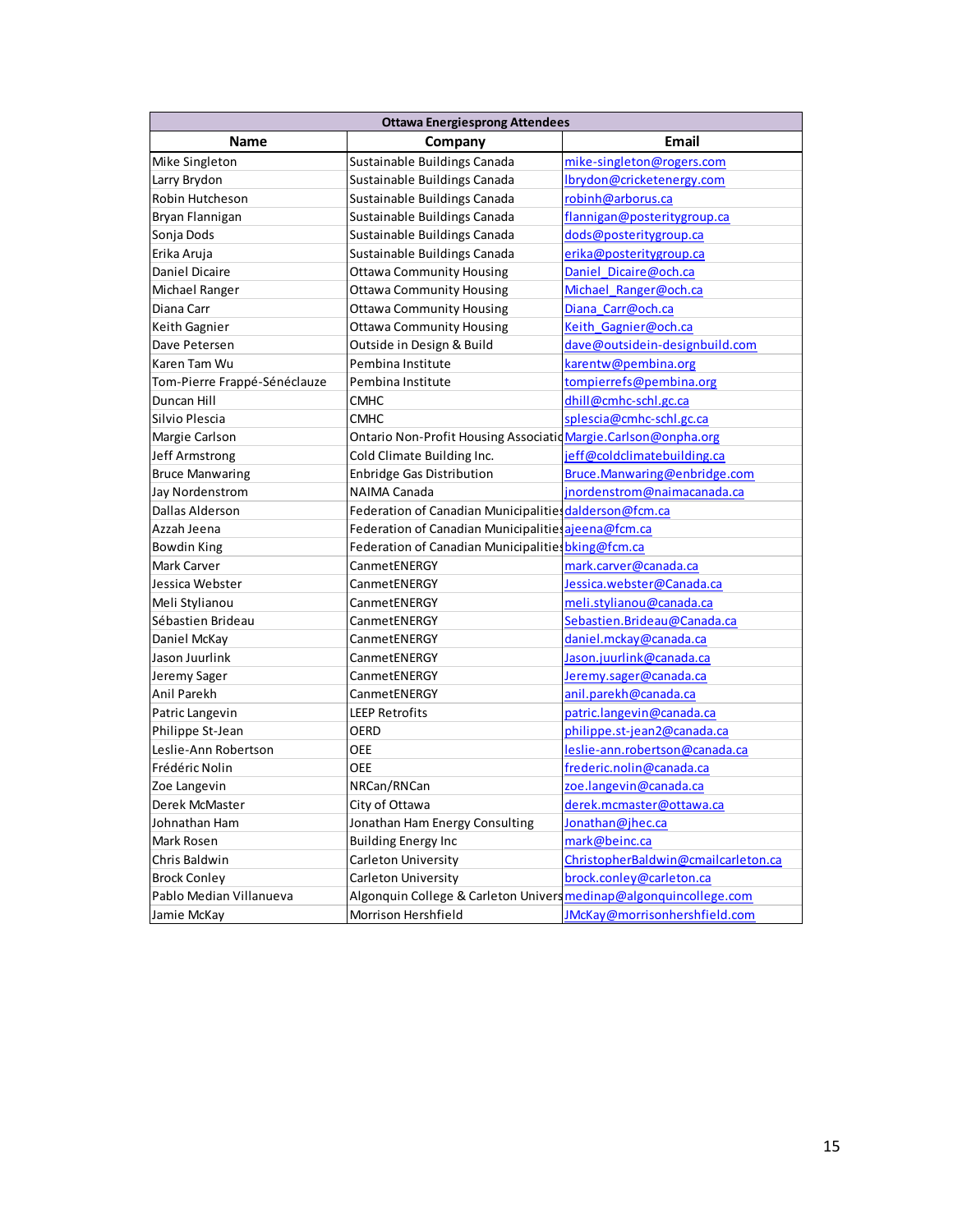| Ottawa Energiesprong Attendees | | |
| --- | --- | --- |
| **Name** | **Company** | **Email** |
| Mike Singleton | Sustainable Buildings Canada | mike-singleton@rogers.com |
| Larry Brydon | Sustainable Buildings Canada | lbrydon@cricketenergy.com |
| Robin Hutcheson | Sustainable Buildings Canada | robinh@arborus.ca |
| Bryan Flannigan | Sustainable Buildings Canada | flannigan@posteritygroup.ca |
| Sonja Dods | Sustainable Buildings Canada | dods@posteritygroup.ca |
| Erika Aruja | Sustainable Buildings Canada | erika@posteritygroup.ca |
| Daniel Dicaire | Ottawa Community Housing | Daniel_Dicaire@och.ca |
| Michael Ranger | Ottawa Community Housing | Michael_Ranger@och.ca |
| Diana Carr | Ottawa Community Housing | Diana_Carr@och.ca |
| Keith Gagnier | Ottawa Community Housing | Keith_Gagnier@och.ca |
| Dave Petersen | Outside in Design & Build | dave@outsidein-designbuild.com |
| Karen Tam Wu | Pembina Institute | karentw@pembina.org |
| Tom-Pierre Frappé-Sénéclauze | Pembina Institute | tompierrefs@pembina.org |
| Duncan Hill | CMHC | dhill@cmhc-schl.gc.ca |
| Silvio Plescia | CMHC | splescia@cmhc-schl.gc.ca |
| Margie Carlson | Ontario Non-Profit Housing Associatio | Margie.Carlson@onpha.org |
| Jeff Armstrong | Cold Climate Building Inc. | jeff@coldclimatebuilding.ca |
| Bruce Manwaring | Enbridge Gas Distribution | Bruce.Manwaring@enbridge.com |
| Jay Nordenstrom | NAIMA Canada | jnordenstrom@naimacanada.ca |
| Dallas Alderson | Federation of Canadian Municipalitie | dalderson@fcm.ca |
| Azzah Jeena | Federation of Canadian Municipalitie | ajeena@fcm.ca |
| Bowdin King | Federation of Canadian Municipalitie | bking@fcm.ca |
| Mark Carver | CanmetENERGY | mark.carver@canada.ca |
| Jessica Webster | CanmetENERGY | Jessica.webster@Canada.ca |
| Meli Stylianou | CanmetENERGY | meli.stylianou@canada.ca |
| Sébastien Brideau | CanmetENERGY | Sebastien.Brideau@Canada.ca |
| Daniel McKay | CanmetENERGY | daniel.mckay@canada.ca |
| Jason Juurlink | CanmetENERGY | Jason.juurlink@canada.ca |
| Jeremy Sager | CanmetENERGY | Jeremy.sager@canada.ca |
| Anil Parekh | CanmetENERGY | anil.parekh@canada.ca |
| Patric Langevin | LEEP Retrofits | patric.langevin@canada.ca |
| Philippe St-Jean | OERD | philippe.st-jean2@canada.ca |
| Leslie-Ann Robertson | OEE | leslie-ann.robertson@canada.ca |
| Frédéric Nolin | OEE | frederic.nolin@canada.ca |
| Zoe Langevin | NRCan/RNCan | zoe.langevin@canada.ca |
| Derek McMaster | City of Ottawa | derek.mcmaster@ottawa.ca |
| Johnathan Ham | Jonathan Ham Energy Consulting | Jonathan@jhec.ca |
| Mark Rosen | Building Energy Inc | mark@beinc.ca |
| Chris Baldwin | Carleton University | ChristopherBaldwin@cmailcarleton.ca |
| Brock Conley | Carleton University | brock.conley@carleton.ca |
| Pablo Median Villanueva | Algonquin College & Carleton Univers | medinap@algonquincollege.com |
| Jamie McKay | Morrison Hershfield | JMcKay@morrisonhershfield.com |